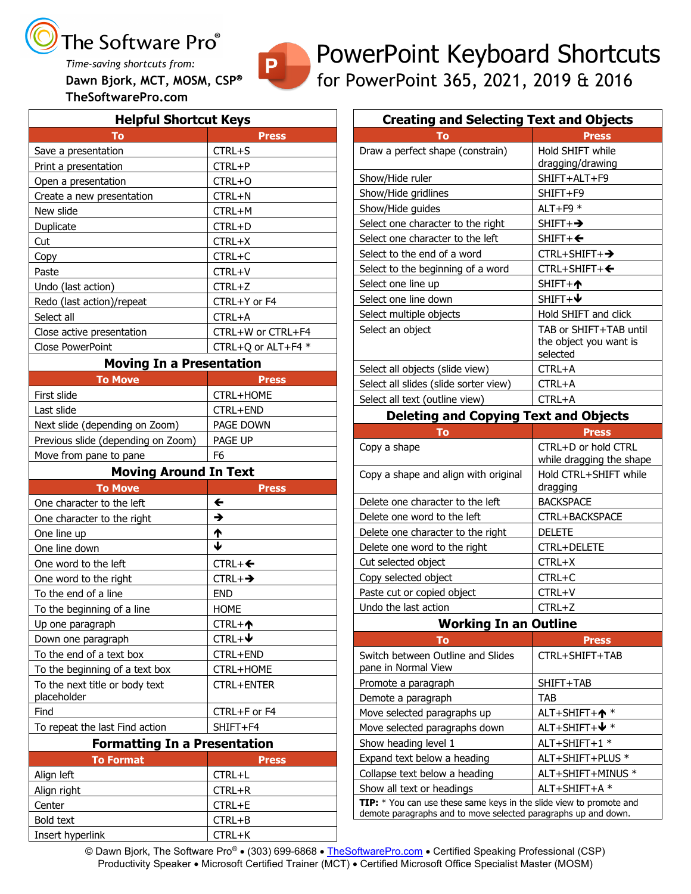The Software Pro®

*Time-saving shortcuts from:*

**Dawn Bjork, MCT, MOSM, CSP®**

**TheSoftwarePro.com**

# PowerPoint Keyboard Shortcuts

## for PowerPoint 365, 2021, 2019 & 2016

### Helpful Shortcut Keys

| To | Press |
|---|---|
| Save a presentation | CTRL+S |
| Print a presentation | CTRL+P |
| Open a presentation | CTRL+O |
| Create a new presentation | CTRL+N |
| New slide | CTRL+M |
| Duplicate | CTRL+D |
| Cut | CTRL+X |
| Copy | CTRL+C |
| Paste | CTRL+V |
| Undo (last action) | CTRL+Z |
| Redo (last action)/repeat | CTRL+Y or F4 |
| Select all | CTRL+A |
| Close active presentation | CTRL+W or CTRL+F4 |
| Close PowerPoint | CTRL+Q or ALT+F4 * |

### Moving In a Presentation

| To Move | Press |
|---|---|
| First slide | CTRL+HOME |
| Last slide | CTRL+END |
| Next slide (depending on Zoom) | PAGE DOWN |
| Previous slide (depending on Zoom) | PAGE UP |
| Move from pane to pane | F6 |

### Moving Around In Text

| To Move | Press |
|---|---|
| One character to the left | ← |
| One character to the right | → |
| One line up | ↑ |
| One line down | ↓ |
| One word to the left | CTRL+← |
| One word to the right | CTRL+→ |
| To the end of a line | END |
| To the beginning of a line | HOME |
| Up one paragraph | CTRL+↑ |
| Down one paragraph | CTRL+↓ |
| To the end of a text box | CTRL+END |
| To the beginning of a text box | CTRL+HOME |
| To the next title or body text placeholder | CTRL+ENTER |
| Find | CTRL+F or F4 |
| To repeat the last Find action | SHIFT+F4 |

### Formatting In a Presentation

| To Format | Press |
|---|---|
| Align left | CTRL+L |
| Align right | CTRL+R |
| Center | CTRL+E |
| Bold text | CTRL+B |
| Insert hyperlink | CTRL+K |

### Creating and Selecting Text and Objects

| To | Press |
|---|---|
| Draw a perfect shape (constrain) | Hold SHIFT while dragging/drawing |
| Show/Hide ruler | SHIFT+ALT+F9 |
| Show/Hide gridlines | SHIFT+F9 |
| Show/Hide guides | ALT+F9 * |
| Select one character to the right | SHIFT+→ |
| Select one character to the left | SHIFT+← |
| Select to the end of a word | CTRL+SHIFT+→ |
| Select to the beginning of a word | CTRL+SHIFT+← |
| Select one line up | SHIFT+↑ |
| Select one line down | SHIFT+↓ |
| Select multiple objects | Hold SHIFT and click |
| Select an object | TAB or SHIFT+TAB until the object you want is selected |
| Select all objects (slide view) | CTRL+A |
| Select all slides (slide sorter view) | CTRL+A |
| Select all text (outline view) | CTRL+A |

### Deleting and Copying Text and Objects

| To | Press |
|---|---|
| Copy a shape | CTRL+D or hold CTRL while dragging the shape |
| Copy a shape and align with original | Hold CTRL+SHIFT while dragging |
| Delete one character to the left | BACKSPACE |
| Delete one word to the left | CTRL+BACKSPACE |
| Delete one character to the right | DELETE |
| Delete one word to the right | CTRL+DELETE |
| Cut selected object | CTRL+X |
| Copy selected object | CTRL+C |
| Paste cut or copied object | CTRL+V |
| Undo the last action | CTRL+Z |

### Working In an Outline

| To | Press |
|---|---|
| Switch between Outline and Slides pane in Normal View | CTRL+SHIFT+TAB |
| Promote a paragraph | SHIFT+TAB |
| Demote a paragraph | TAB |
| Move selected paragraphs up | ALT+SHIFT+↑ * |
| Move selected paragraphs down | ALT+SHIFT+↓ * |
| Show heading level 1 | ALT+SHIFT+1 * |
| Expand text below a heading | ALT+SHIFT+PLUS * |
| Collapse text below a heading | ALT+SHIFT+MINUS * |
| Show all text or headings | ALT+SHIFT+A * |

**TIP:** * You can use these same keys in the slide view to promote and demote paragraphs and to move selected paragraphs up and down.

© Dawn Bjork, The Software Pro® • (303) 699-6868 • TheSoftwarePro.com • Certified Speaking Professional (CSP) Productivity Speaker • Microsoft Certified Trainer (MCT) • Certified Microsoft Office Specialist Master (MOSM)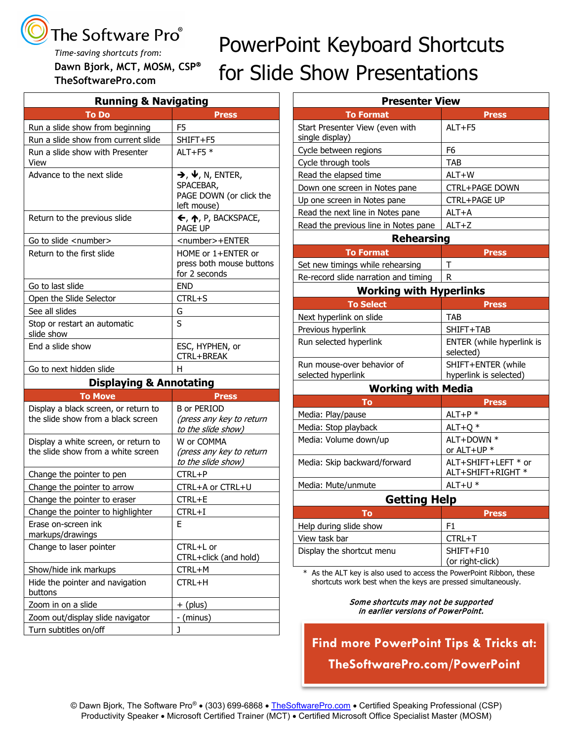The Software Pro®

*Time-saving shortcuts from:*

**Dawn Bjork, MCT, MOSM, CSP®**
**TheSoftwarePro.com**

# PowerPoint Keyboard Shortcuts for Slide Show Presentations

## Running & Navigating

| To Do | Press |
|---|---|
| Run a slide show from beginning | F5 |
| Run a slide show from current slide | SHIFT+F5 |
| Run a slide show with Presenter View | ALT+F5 * |
| Advance to the next slide | →, ↓, N, ENTER, SPACEBAR, PAGE DOWN (or click the left mouse) |
| Return to the previous slide | ←, ↑, P, BACKSPACE, PAGE UP |
| Go to slide <number> | <number>+ENTER |
| Return to the first slide | HOME or 1+ENTER or press both mouse buttons for 2 seconds |
| Go to last slide | END |
| Open the Slide Selector | CTRL+S |
| See all slides | G |
| Stop or restart an automatic slide show | S |
| End a slide show | ESC, HYPHEN, or CTRL+BREAK |
| Go to next hidden slide | H |

## Displaying & Annotating

| To Move | Press |
|---|---|
| Display a black screen, or return to the slide show from a black screen | B or PERIOD *(press any key to return to the slide show)* |
| Display a white screen, or return to the slide show from a white screen | W or COMMA *(press any key to return to the slide show)* |
| Change the pointer to pen | CTRL+P |
| Change the pointer to arrow | CTRL+A or CTRL+U |
| Change the pointer to eraser | CTRL+E |
| Change the pointer to highlighter | CTRL+I |
| Erase on-screen ink markups/drawings | E |
| Change to laser pointer | CTRL+L or CTRL+click (and hold) |
| Show/hide ink markups | CTRL+M |
| Hide the pointer and navigation buttons | CTRL+H |
| Zoom in on a slide | + (plus) |
| Zoom out/display slide navigator | - (minus) |
| Turn subtitles on/off | J |

## Presenter View

| To Format | Press |
|---|---|
| Start Presenter View (even with single display) | ALT+F5 |
| Cycle between regions | F6 |
| Cycle through tools | TAB |
| Read the elapsed time | ALT+W |
| Down one screen in Notes pane | CTRL+PAGE DOWN |
| Up one screen in Notes pane | CTRL+PAGE UP |
| Read the next line in Notes pane | ALT+A |
| Read the previous line in Notes pane | ALT+Z |

## Rehearsing

| To Format | Press |
|---|---|
| Set new timings while rehearsing | T |
| Re-record slide narration and timing | R |

## Working with Hyperlinks

| To Select | Press |
|---|---|
| Next hyperlink on slide | TAB |
| Previous hyperlink | SHIFT+TAB |
| Run selected hyperlink | ENTER (while hyperlink is selected) |
| Run mouse-over behavior of selected hyperlink | SHIFT+ENTER (while hyperlink is selected) |

## Working with Media

| To | Press |
|---|---|
| Media: Play/pause | ALT+P * |
| Media: Stop playback | ALT+Q * |
| Media: Volume down/up | ALT+DOWN * or ALT+UP * |
| Media: Skip backward/forward | ALT+SHIFT+LEFT * or ALT+SHIFT+RIGHT * |
| Media: Mute/unmute | ALT+U * |

## Getting Help

| To | Press |
|---|---|
| Help during slide show | F1 |
| View task bar | CTRL+T |
| Display the shortcut menu | SHIFT+F10 (or right-click) |

* As the ALT key is also used to access the PowerPoint Ribbon, these shortcuts work best when the keys are pressed simultaneously.

***Some shortcuts may not be supported in earlier versions of PowerPoint.***

**Find more PowerPoint Tips & Tricks at: TheSoftwarePro.com/PowerPoint**

© Dawn Bjork, The Software Pro® • (303) 699-6868 • TheSoftwarePro.com • Certified Speaking Professional (CSP) Productivity Speaker • Microsoft Certified Trainer (MCT) • Certified Microsoft Office Specialist Master (MOSM)